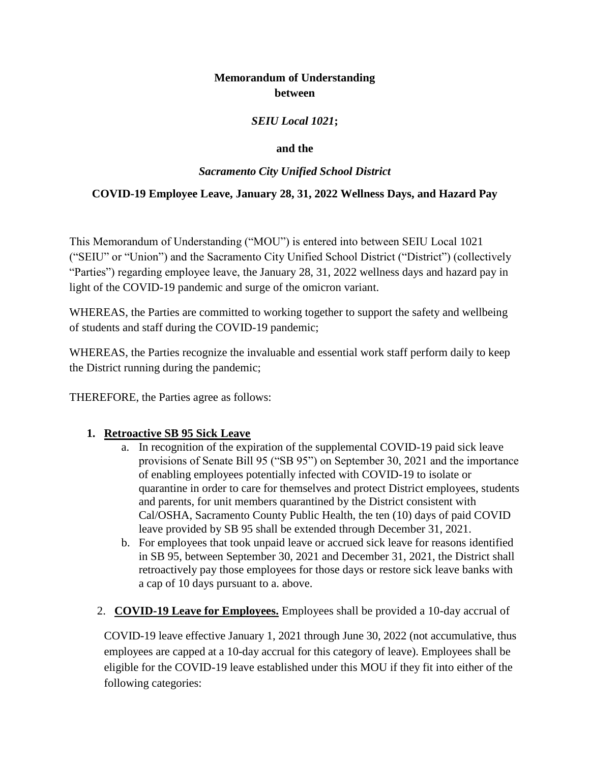**Memorandum of Understanding**
**between**

***SEIU Local 1021*;**

**and the**

***Sacramento City Unified School District***

**COVID-19 Employee Leave, January 28, 31, 2022 Wellness Days, and Hazard Pay**

This Memorandum of Understanding ("MOU") is entered into between SEIU Local 1021 ("SEIU" or "Union") and the Sacramento City Unified School District ("District") (collectively "Parties") regarding employee leave, the January 28, 31, 2022 wellness days and hazard pay in light of the COVID-19 pandemic and surge of the omicron variant.

WHEREAS, the Parties are committed to working together to support the safety and wellbeing of students and staff during the COVID-19 pandemic;

WHEREAS, the Parties recognize the invaluable and essential work staff perform daily to keep the District running during the pandemic;

THEREFORE, the Parties agree as follows:

1. **Retroactive SB 95 Sick Leave**
   a. In recognition of the expiration of the supplemental COVID-19 paid sick leave provisions of Senate Bill 95 ("SB 95") on September 30, 2021 and the importance of enabling employees potentially infected with COVID-19 to isolate or quarantine in order to care for themselves and protect District employees, students and parents, for unit members quarantined by the District consistent with Cal/OSHA, Sacramento County Public Health, the ten (10) days of paid COVID leave provided by SB 95 shall be extended through December 31, 2021.
   b. For employees that took unpaid leave or accrued sick leave for reasons identified in SB 95, between September 30, 2021 and December 31, 2021, the District shall retroactively pay those employees for those days or restore sick leave banks with a cap of 10 days pursuant to a. above.

2. **COVID-19 Leave for Employees.** Employees shall be provided a 10-day accrual of COVID-19 leave effective January 1, 2021 through June 30, 2022 (not accumulative, thus employees are capped at a 10-day accrual for this category of leave). Employees shall be eligible for the COVID-19 leave established under this MOU if they fit into either of the following categories: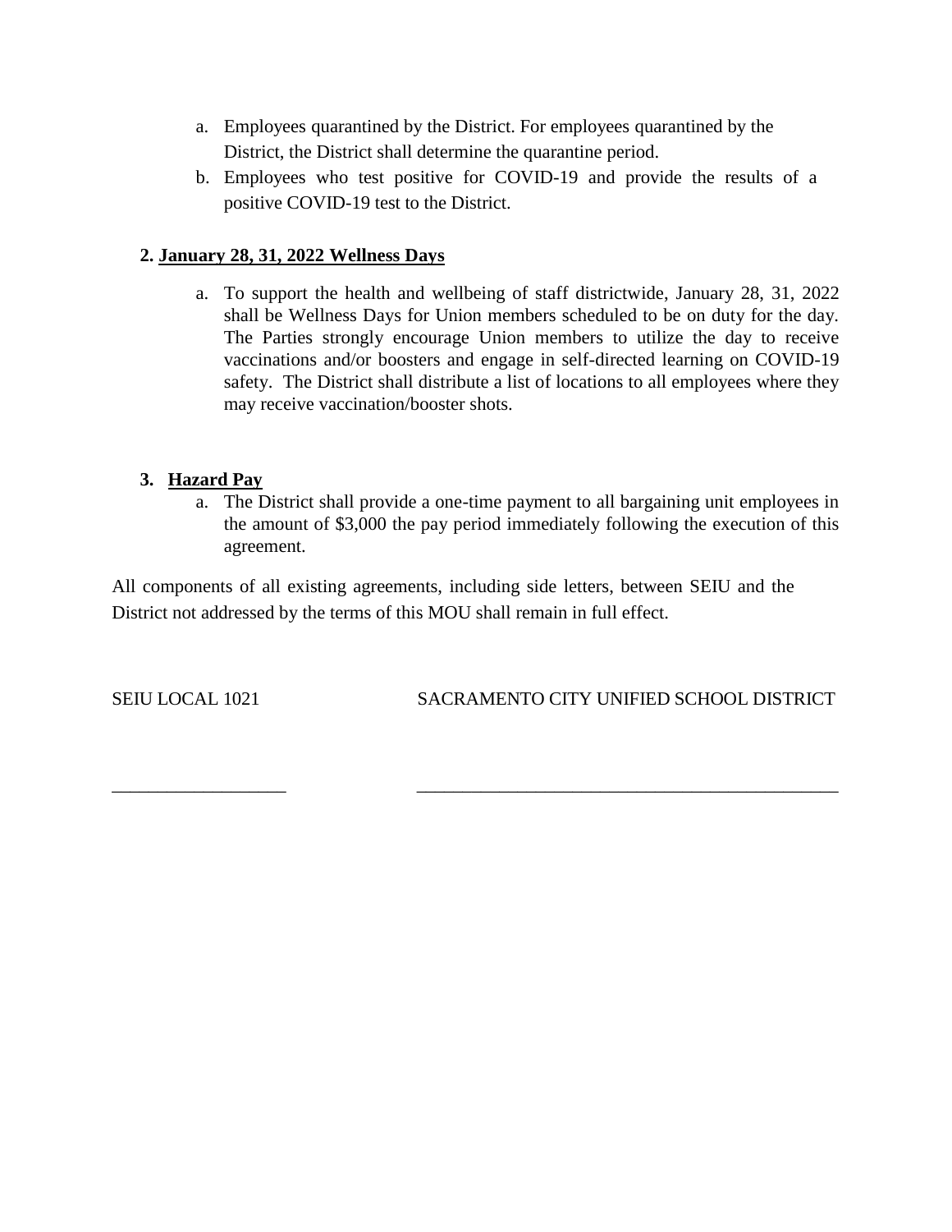a. Employees quarantined by the District. For employees quarantined by the District, the District shall determine the quarantine period.
b. Employees who test positive for COVID-19 and provide the results of a positive COVID-19 test to the District.

**2. <u>January 28, 31, 2022 Wellness Days</u>**

a. To support the health and wellbeing of staff districtwide, January 28, 31, 2022 shall be Wellness Days for Union members scheduled to be on duty for the day. The Parties strongly encourage Union members to utilize the day to receive vaccinations and/or boosters and engage in self-directed learning on COVID-19 safety. The District shall distribute a list of locations to all employees where they may receive vaccination/booster shots.

**3. <u>Hazard Pay</u>**

a. The District shall provide a one-time payment to all bargaining unit employees in the amount of $3,000 the pay period immediately following the execution of this agreement.

All components of all existing agreements, including side letters, between SEIU and the District not addressed by the terms of this MOU shall remain in full effect.

SEIU LOCAL 1021 SACRAMENTO CITY UNIFIED SCHOOL DISTRICT

___________________ _______________________________________________